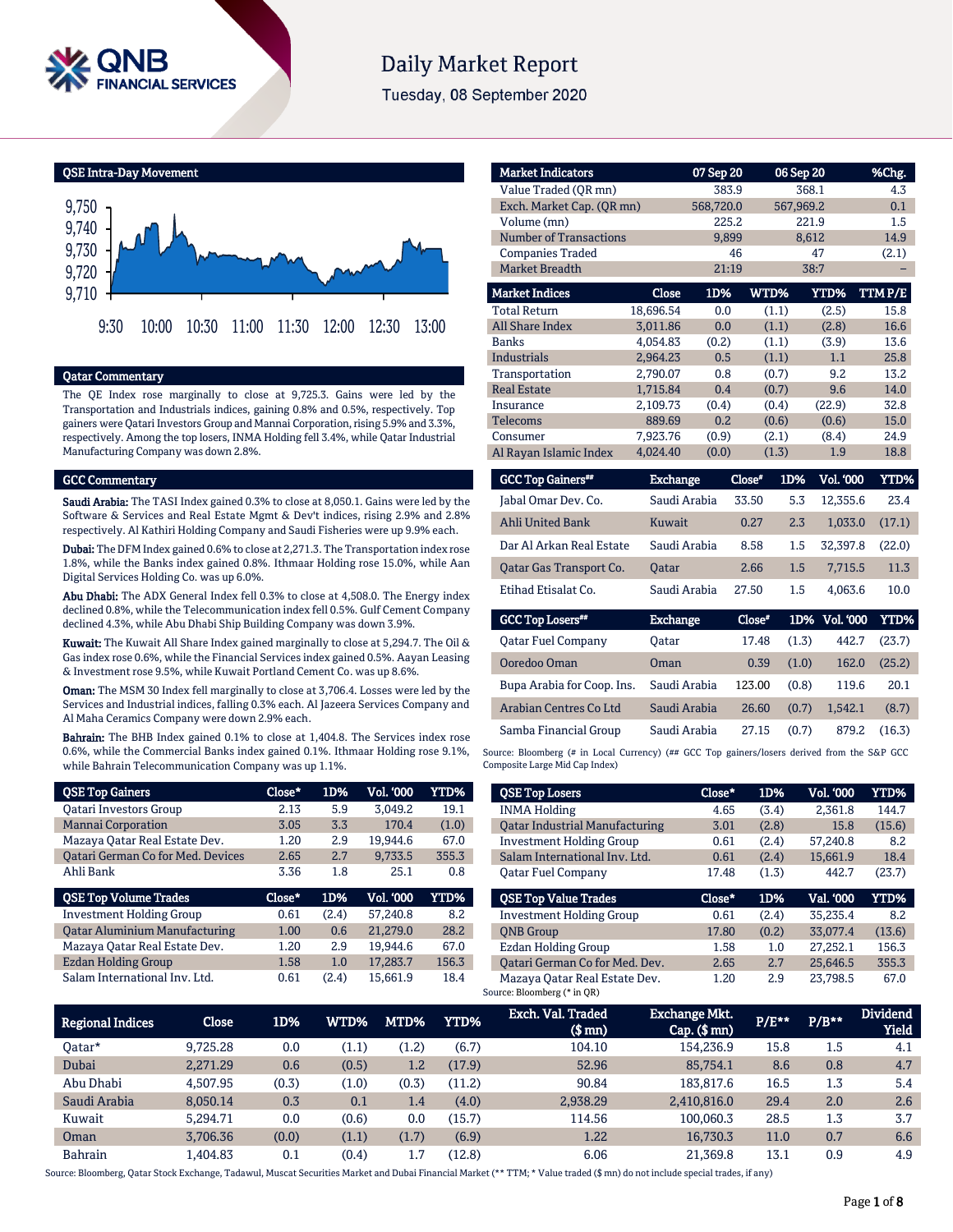# Daily Market Report

Tuesday, 08 September 2020

## QSE Intra-Day Movement

## Qatar Commentary

The QE Index rose marginally to close at 9,725.3. Gains were led by the Transportation and Industrials indices, gaining 0.8% and 0.5%, respectively. Top gainers were Qatari Investors Group and Mannai Corporation, rising 5.9% and 3.3%, respectively. Among the top losers, INMA Holding fell 3.4%, while Qatar Industrial Manufacturing Company was down 2.8%.

## GCC Commentary

**Saudi Arabia:** The TASI Index gained 0.3% to close at 8,050.1. Gains were led by the Software & Services and Real Estate Mgmt & Dev't indices, rising 2.9% and 2.8% respectively. Al Kathiri Holding Company and Saudi Fisheries were up 9.9% each.

**Dubai:** The DFM Index gained 0.6% to close at 2,271.3. The Transportation index rose 1.8%, while the Banks index gained 0.8%. Ithmaar Holding rose 15.0%, while Aan Digital Services Holding Co. was up 6.0%.

**Abu Dhabi:** The ADX General Index fell 0.3% to close at 4,508.0. The Energy index declined 0.8%, while the Telecommunication index fell 0.5%. Gulf Cement Company declined 4.3%, while Abu Dhabi Ship Building Company was down 3.9%.

**Kuwait:** The Kuwait All Share Index gained marginally to close at 5,294.7. The Oil & Gas index rose 0.6%, while the Financial Services index gained 0.5%. Aayan Leasing & Investment rose 9.5%, while Kuwait Portland Cement Co. was up 8.6%.

**Oman:** The MSM 30 Index fell marginally to close at 3,706.4. Losses were led by the Services and Industrial indices, falling 0.3% each. Al Jazeera Services Company and Al Maha Ceramics Company were down 2.9% each.

**Bahrain:** The BHB Index gained 0.1% to close at 1,404.8. The Services index rose 0.6%, while the Commercial Banks index gained 0.1%. Ithmaar Holding rose 9.1%, while Bahrain Telecommunication Company was up 1.1%.

| Market Indicators | 07 Sep 20 | 06 Sep 20 | %Chg. |
|---|---|---|---|
| Value Traded (QR mn) | 383.9 | 368.1 | 4.3 |
| Exch. Market Cap. (QR mn) | 568,720.0 | 567,969.2 | 0.1 |
| Volume (mn) | 225.2 | 221.9 | 1.5 |
| Number of Transactions | 9,899 | 8,612 | 14.9 |
| Companies Traded | 46 | 47 | (2.1) |
| Market Breadth | 21:19 | 38:7 | – |

| Market Indices | Close | 1D% | WTD% | YTD% | TTM P/E |
|---|---|---|---|---|---|
| Total Return | 18,696.54 | 0.0 | (1.1) | (2.5) | 15.8 |
| All Share Index | 3,011.86 | 0.0 | (1.1) | (2.8) | 16.6 |
| Banks | 4,054.83 | (0.2) | (1.1) | (3.9) | 13.6 |
| Industrials | 2,964.23 | 0.5 | (1.1) | 1.1 | 25.8 |
| Transportation | 2,790.07 | 0.8 | (0.7) | 9.2 | 13.2 |
| Real Estate | 1,715.84 | 0.4 | (0.7) | 9.6 | 14.0 |
| Insurance | 2,109.73 | (0.4) | (0.4) | (22.9) | 32.8 |
| Telecoms | 889.69 | 0.2 | (0.6) | (0.6) | 15.0 |
| Consumer | 7,923.76 | (0.9) | (2.1) | (8.4) | 24.9 |
| Al Rayan Islamic Index | 4,024.40 | (0.0) | (1.3) | 1.9 | 18.8 |

| GCC Top Gainers## | Exchange | Close# | 1D% | Vol. '000 | YTD% |
|---|---|---|---|---|---|
| Jabal Omar Dev. Co. | Saudi Arabia | 33.50 | 5.3 | 12,355.6 | 23.4 |
| Ahli United Bank | Kuwait | 0.27 | 2.3 | 1,033.0 | (17.1) |
| Dar Al Arkan Real Estate | Saudi Arabia | 8.58 | 1.5 | 32,397.8 | (22.0) |
| Qatar Gas Transport Co. | Qatar | 2.66 | 1.5 | 7,715.5 | 11.3 |
| Etihad Etisalat Co. | Saudi Arabia | 27.50 | 1.5 | 4,063.6 | 10.0 |

| GCC Top Losers## | Exchange | Close# | 1D% | Vol. '000 | YTD% |
|---|---|---|---|---|---|
| Qatar Fuel Company | Qatar | 17.48 | (1.3) | 442.7 | (23.7) |
| Ooredoo Oman | Oman | 0.39 | (1.0) | 162.0 | (25.2) |
| Bupa Arabia for Coop. Ins. | Saudi Arabia | 123.00 | (0.8) | 119.6 | 20.1 |
| Arabian Centres Co Ltd | Saudi Arabia | 26.60 | (0.7) | 1,542.1 | (8.7) |
| Samba Financial Group | Saudi Arabia | 27.15 | (0.7) | 879.2 | (16.3) |

Source: Bloomberg (# in Local Currency) (## GCC Top gainers/losers derived from the S&P GCC Composite Large Mid Cap Index)

| QSE Top Gainers | Close* | 1D% | Vol. '000 | YTD% |
|---|---|---|---|---|
| Qatari Investors Group | 2.13 | 5.9 | 3,049.2 | 19.1 |
| Mannai Corporation | 3.05 | 3.3 | 170.4 | (1.0) |
| Mazaya Qatar Real Estate Dev. | 1.20 | 2.9 | 19,944.6 | 67.0 |
| Qatari German Co for Med. Devices | 2.65 | 2.7 | 9,733.5 | 355.3 |
| Ahli Bank | 3.36 | 1.8 | 25.1 | 0.8 |

| QSE Top Volume Trades | Close* | 1D% | Vol. '000 | YTD% |
|---|---|---|---|---|
| Investment Holding Group | 0.61 | (2.4) | 57,240.8 | 8.2 |
| Qatar Aluminium Manufacturing | 1.00 | 0.6 | 21,279.0 | 28.2 |
| Mazaya Qatar Real Estate Dev. | 1.20 | 2.9 | 19,944.6 | 67.0 |
| Ezdan Holding Group | 1.58 | 1.0 | 17,283.7 | 156.3 |
| Salam International Inv. Ltd. | 0.61 | (2.4) | 15,661.9 | 18.4 |

| QSE Top Losers | Close* | 1D% | Vol. '000 | YTD% |
|---|---|---|---|---|
| INMA Holding | 4.65 | (3.4) | 2,361.8 | 144.7 |
| Qatar Industrial Manufacturing | 3.01 | (2.8) | 15.8 | (15.6) |
| Investment Holding Group | 0.61 | (2.4) | 57,240.8 | 8.2 |
| Salam International Inv. Ltd. | 0.61 | (2.4) | 15,661.9 | 18.4 |
| Qatar Fuel Company | 17.48 | (1.3) | 442.7 | (23.7) |

| QSE Top Value Trades | Close* | 1D% | Val. '000 | YTD% |
|---|---|---|---|---|
| Investment Holding Group | 0.61 | (2.4) | 35,235.4 | 8.2 |
| QNB Group | 17.80 | (0.2) | 33,077.4 | (13.6) |
| Ezdan Holding Group | 1.58 | 1.0 | 27,252.1 | 156.3 |
| Qatari German Co for Med. Dev. | 2.65 | 2.7 | 25,646.5 | 355.3 |
| Mazaya Qatar Real Estate Dev. | 1.20 | 2.9 | 23,798.5 | 67.0 |

Source: Bloomberg (* in QR)

| Regional Indices | Close | 1D% | WTD% | MTD% | YTD% | Exch. Val. Traded ($ mn) | Exchange Mkt. Cap. ($ mn) | P/E** | P/B** | Dividend Yield |
|---|---|---|---|---|---|---|---|---|---|---|
| Qatar* | 9,725.28 | 0.0 | (1.1) | (1.2) | (6.7) | 104.10 | 154,236.9 | 15.8 | 1.5 | 4.1 |
| Dubai | 2,271.29 | 0.6 | (0.5) | 1.2 | (17.9) | 52.96 | 85,754.1 | 8.6 | 0.8 | 4.7 |
| Abu Dhabi | 4,507.95 | (0.3) | (1.0) | (0.3) | (11.2) | 90.84 | 183,817.6 | 16.5 | 1.3 | 5.4 |
| Saudi Arabia | 8,050.14 | 0.3 | 0.1 | 1.4 | (4.0) | 2,938.29 | 2,410,816.0 | 29.4 | 2.0 | 2.6 |
| Kuwait | 5,294.71 | 0.0 | (0.6) | 0.0 | (15.7) | 114.56 | 100,060.3 | 28.5 | 1.3 | 3.7 |
| Oman | 3,706.36 | (0.0) | (1.1) | (1.7) | (6.9) | 1.22 | 16,730.3 | 11.0 | 0.7 | 6.6 |
| Bahrain | 1,404.83 | 0.1 | (0.4) | 1.7 | (12.8) | 6.06 | 21,369.8 | 13.1 | 0.9 | 4.9 |

Source: Bloomberg, Qatar Stock Exchange, Tadawul, Muscat Securities Market and Dubai Financial Market (** TTM; * Value traded ($ mn) do not include special trades, if any)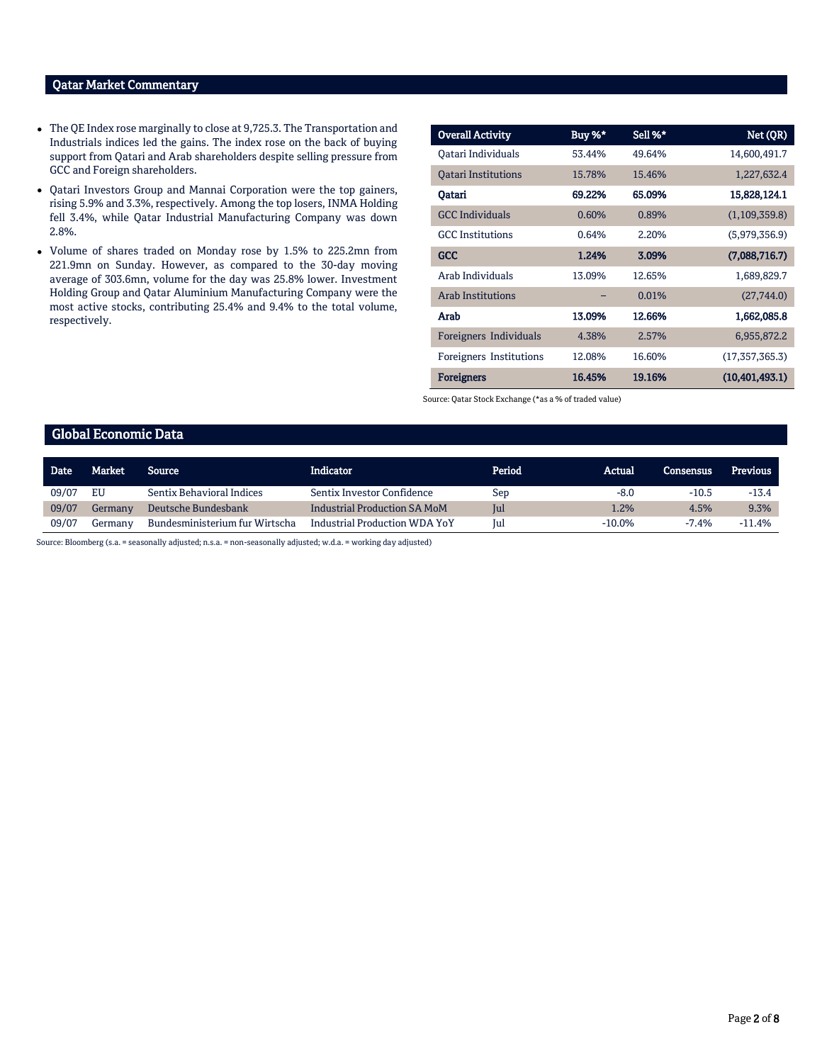## Qatar Market Commentary

- The QE Index rose marginally to close at 9,725.3. The Transportation and Industrials indices led the gains. The index rose on the back of buying support from Qatari and Arab shareholders despite selling pressure from GCC and Foreign shareholders.
- Qatari Investors Group and Mannai Corporation were the top gainers, rising 5.9% and 3.3%, respectively. Among the top losers, INMA Holding fell 3.4%, while Qatar Industrial Manufacturing Company was down 2.8%.
- Volume of shares traded on Monday rose by 1.5% to 225.2mn from 221.9mn on Sunday. However, as compared to the 30-day moving average of 303.6mn, volume for the day was 25.8% lower. Investment Holding Group and Qatar Aluminium Manufacturing Company were the most active stocks, contributing 25.4% and 9.4% to the total volume, respectively.

| Overall Activity | Buy %* | Sell %* | Net (QR) |
|---|---|---|---|
| Qatari Individuals | 53.44% | 49.64% | 14,600,491.7 |
| Qatari Institutions | 15.78% | 15.46% | 1,227,632.4 |
| **Qatari** | **69.22%** | **65.09%** | **15,828,124.1** |
| GCC Individuals | 0.60% | 0.89% | (1,109,359.8) |
| GCC Institutions | 0.64% | 2.20% | (5,979,356.9) |
| **GCC** | **1.24%** | **3.09%** | **(7,088,716.7)** |
| Arab Individuals | 13.09% | 12.65% | 1,689,829.7 |
| Arab Institutions | – | 0.01% | (27,744.0) |
| **Arab** | **13.09%** | **12.66%** | **1,662,085.8** |
| Foreigners Individuals | 4.38% | 2.57% | 6,955,872.2 |
| Foreigners Institutions | 12.08% | 16.60% | (17,357,365.3) |
| **Foreigners** | **16.45%** | **19.16%** | **(10,401,493.1)** |

Source: Qatar Stock Exchange (*as a % of traded value)

## Global Economic Data

| Date | Market | Source | Indicator | Period | Actual | Consensus | Previous |
|---|---|---|---|---|---|---|---|
| 09/07 | EU | Sentix Behavioral Indices | Sentix Investor Confidence | Sep | -8.0 | -10.5 | -13.4 |
| 09/07 | Germany | Deutsche Bundesbank | Industrial Production SA MoM | Jul | 1.2% | 4.5% | 9.3% |
| 09/07 | Germany | Bundesministerium fur Wirtscha | Industrial Production WDA YoY | Jul | -10.0% | -7.4% | -11.4% |

Source: Bloomberg (s.a. = seasonally adjusted; n.s.a. = non-seasonally adjusted; w.d.a. = working day adjusted)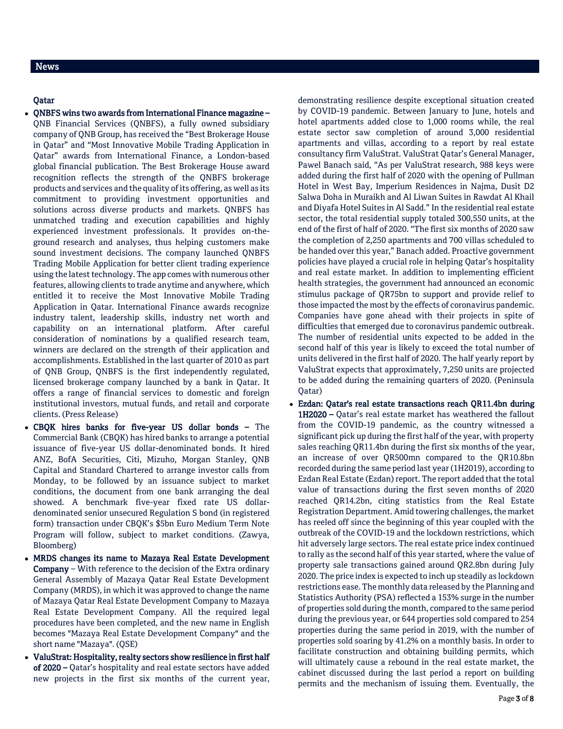## News

### Qatar

- **QNBFS wins two awards from International Finance magazine –** QNB Financial Services (QNBFS), a fully owned subsidiary company of QNB Group, has received the "Best Brokerage House in Qatar" and "Most Innovative Mobile Trading Application in Qatar" awards from International Finance, a London-based global financial publication. The Best Brokerage House award recognition reflects the strength of the QNBFS brokerage products and services and the quality of its offering, as well as its commitment to providing investment opportunities and solutions across diverse products and markets. QNBFS has unmatched trading and execution capabilities and highly experienced investment professionals. It provides on-the-ground research and analyses, thus helping customers make sound investment decisions. The company launched QNBFS Trading Mobile Application for better client trading experience using the latest technology. The app comes with numerous other features, allowing clients to trade anytime and anywhere, which entitled it to receive the Most Innovative Mobile Trading Application in Qatar. International Finance awards recognize industry talent, leadership skills, industry net worth and capability on an international platform. After careful consideration of nominations by a qualified research team, winners are declared on the strength of their application and accomplishments. Established in the last quarter of 2010 as part of QNB Group, QNBFS is the first independently regulated, licensed brokerage company launched by a bank in Qatar. It offers a range of financial services to domestic and foreign institutional investors, mutual funds, and retail and corporate clients. (Press Release)
- **CBQK hires banks for five-year US dollar bonds –** The Commercial Bank (CBQK) has hired banks to arrange a potential issuance of five-year US dollar-denominated bonds. It hired ANZ, BofA Securities, Citi, Mizuho, Morgan Stanley, QNB Capital and Standard Chartered to arrange investor calls from Monday, to be followed by an issuance subject to market conditions, the document from one bank arranging the deal showed. A benchmark five-year fixed rate US dollar-denominated senior unsecured Regulation S bond (in registered form) transaction under CBQK's $5bn Euro Medium Term Note Program will follow, subject to market conditions. (Zawya, Bloomberg)
- **MRDS changes its name to Mazaya Real Estate Development Company** – With reference to the decision of the Extra ordinary General Assembly of Mazaya Qatar Real Estate Development Company (MRDS), in which it was approved to change the name of Mazaya Qatar Real Estate Development Company to Mazaya Real Estate Development Company. All the required legal procedures have been completed, and the new name in English becomes "Mazaya Real Estate Development Company" and the short name "Mazaya". (QSE)
- **ValuStrat: Hospitality, realty sectors show resilience in first half of 2020 –** Qatar's hospitality and real estate sectors have added new projects in the first six months of the current year, demonstrating resilience despite exceptional situation created by COVID-19 pandemic. Between January to June, hotels and hotel apartments added close to 1,000 rooms while, the real estate sector saw completion of around 3,000 residential apartments and villas, according to a report by real estate consultancy firm ValuStrat. ValuStrat Qatar's General Manager, Pawel Banach said, "As per ValuStrat research, 988 keys were added during the first half of 2020 with the opening of Pullman Hotel in West Bay, Imperium Residences in Najma, Dusit D2 Salwa Doha in Muraikh and Al Liwan Suites in Rawdat Al Khail and Diyafa Hotel Suites in Al Sadd." In the residential real estate sector, the total residential supply totaled 300,550 units, at the end of the first of half of 2020. "The first six months of 2020 saw the completion of 2,250 apartments and 700 villas scheduled to be handed over this year," Banach added. Proactive government policies have played a crucial role in helping Qatar's hospitality and real estate market. In addition to implementing efficient health strategies, the government had announced an economic stimulus package of QR75bn to support and provide relief to those impacted the most by the effects of coronavirus pandemic. Companies have gone ahead with their projects in spite of difficulties that emerged due to coronavirus pandemic outbreak. The number of residential units expected to be added in the second half of this year is likely to exceed the total number of units delivered in the first half of 2020. The half yearly report by ValuStrat expects that approximately, 7,250 units are projected to be added during the remaining quarters of 2020. (Peninsula Qatar)
- **Ezdan: Qatar's real estate transactions reach QR11.4bn during 1H2020 –** Qatar's real estate market has weathered the fallout from the COVID-19 pandemic, as the country witnessed a significant pick up during the first half of the year, with property sales reaching QR11.4bn during the first six months of the year, an increase of over QR500mn compared to the QR10.8bn recorded during the same period last year (1H2019), according to Ezdan Real Estate (Ezdan) report. The report added that the total value of transactions during the first seven months of 2020 reached QR14.2bn, citing statistics from the Real Estate Registration Department. Amid towering challenges, the market has reeled off since the beginning of this year coupled with the outbreak of the COVID-19 and the lockdown restrictions, which hit adversely large sectors. The real estate price index continued to rally as the second half of this year started, where the value of property sale transactions gained around QR2.8bn during July 2020. The price index is expected to inch up steadily as lockdown restrictions ease. The monthly data released by the Planning and Statistics Authority (PSA) reflected a 153% surge in the number of properties sold during the month, compared to the same period during the previous year, or 644 properties sold compared to 254 properties during the same period in 2019, with the number of properties sold soaring by 41.2% on a monthly basis. In order to facilitate construction and obtaining building permits, which will ultimately cause a rebound in the real estate market, the cabinet discussed during the last period a report on building permits and the mechanism of issuing them. Eventually, the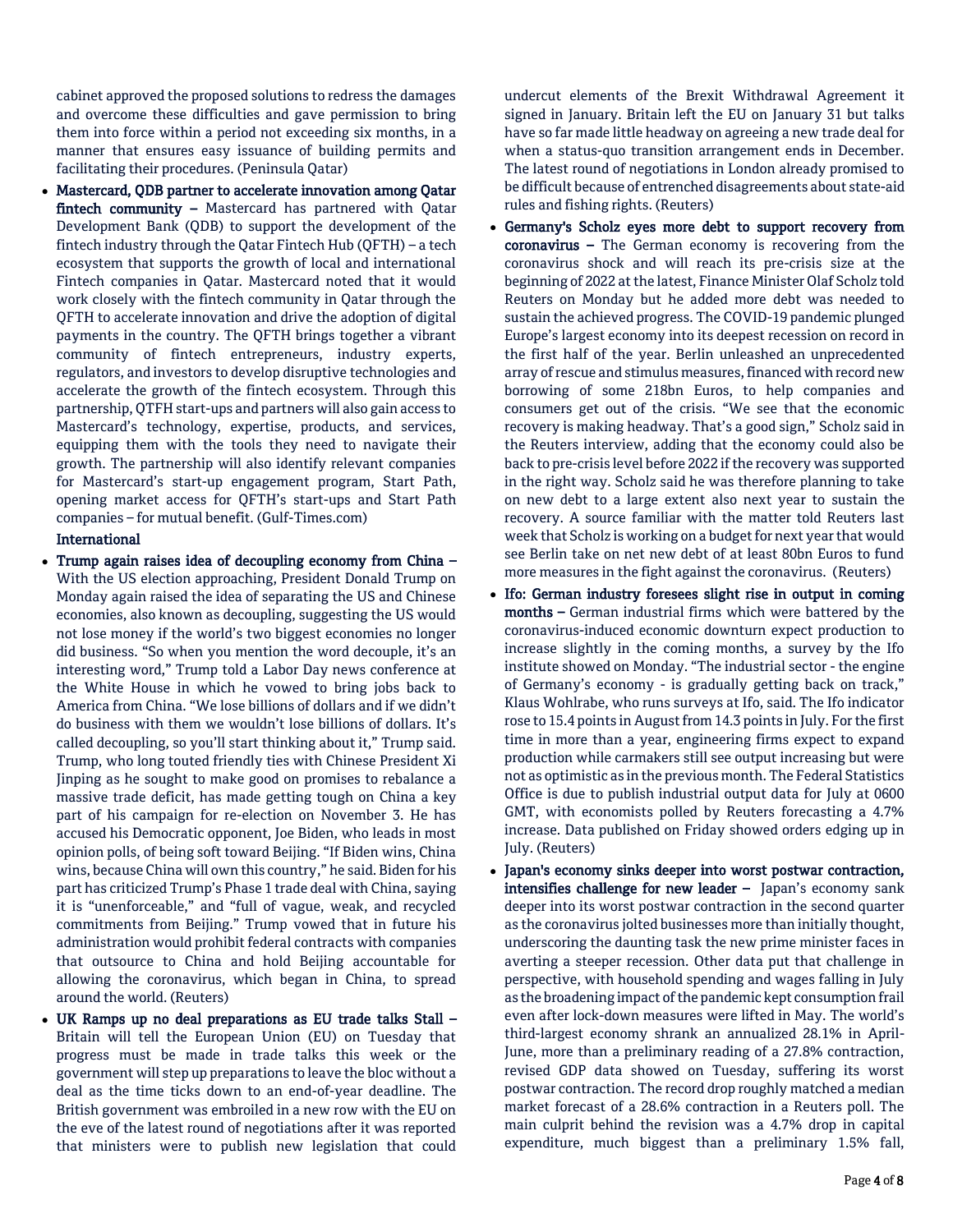cabinet approved the proposed solutions to redress the damages and overcome these difficulties and gave permission to bring them into force within a period not exceeding six months, in a manner that ensures easy issuance of building permits and facilitating their procedures. (Peninsula Qatar)

- **Mastercard, QDB partner to accelerate innovation among Qatar fintech community –** Mastercard has partnered with Qatar Development Bank (QDB) to support the development of the fintech industry through the Qatar Fintech Hub (QFTH) – a tech ecosystem that supports the growth of local and international Fintech companies in Qatar. Mastercard noted that it would work closely with the fintech community in Qatar through the QFTH to accelerate innovation and drive the adoption of digital payments in the country. The QFTH brings together a vibrant community of fintech entrepreneurs, industry experts, regulators, and investors to develop disruptive technologies and accelerate the growth of the fintech ecosystem. Through this partnership, QTFH start-ups and partners will also gain access to Mastercard's technology, expertise, products, and services, equipping them with the tools they need to navigate their growth. The partnership will also identify relevant companies for Mastercard's start-up engagement program, Start Path, opening market access for QFTH's start-ups and Start Path companies – for mutual benefit. (Gulf-Times.com)

**International**

- **Trump again raises idea of decoupling economy from China –** With the US election approaching, President Donald Trump on Monday again raised the idea of separating the US and Chinese economies, also known as decoupling, suggesting the US would not lose money if the world's two biggest economies no longer did business. "So when you mention the word decouple, it's an interesting word," Trump told a Labor Day news conference at the White House in which he vowed to bring jobs back to America from China. "We lose billions of dollars and if we didn't do business with them we wouldn't lose billions of dollars. It's called decoupling, so you'll start thinking about it," Trump said. Trump, who long touted friendly ties with Chinese President Xi Jinping as he sought to make good on promises to rebalance a massive trade deficit, has made getting tough on China a key part of his campaign for re-election on November 3. He has accused his Democratic opponent, Joe Biden, who leads in most opinion polls, of being soft toward Beijing. "If Biden wins, China wins, because China will own this country," he said. Biden for his part has criticized Trump's Phase 1 trade deal with China, saying it is "unenforceable," and "full of vague, weak, and recycled commitments from Beijing." Trump vowed that in future his administration would prohibit federal contracts with companies that outsource to China and hold Beijing accountable for allowing the coronavirus, which began in China, to spread around the world. (Reuters)
- **UK Ramps up no deal preparations as EU trade talks Stall –** Britain will tell the European Union (EU) on Tuesday that progress must be made in trade talks this week or the government will step up preparations to leave the bloc without a deal as the time ticks down to an end-of-year deadline. The British government was embroiled in a new row with the EU on the eve of the latest round of negotiations after it was reported that ministers were to publish new legislation that could undercut elements of the Brexit Withdrawal Agreement it signed in January. Britain left the EU on January 31 but talks have so far made little headway on agreeing a new trade deal for when a status-quo transition arrangement ends in December. The latest round of negotiations in London already promised to be difficult because of entrenched disagreements about state-aid rules and fishing rights. (Reuters)
- **Germany's Scholz eyes more debt to support recovery from coronavirus –** The German economy is recovering from the coronavirus shock and will reach its pre-crisis size at the beginning of 2022 at the latest, Finance Minister Olaf Scholz told Reuters on Monday but he added more debt was needed to sustain the achieved progress. The COVID-19 pandemic plunged Europe's largest economy into its deepest recession on record in the first half of the year. Berlin unleashed an unprecedented array of rescue and stimulus measures, financed with record new borrowing of some 218bn Euros, to help companies and consumers get out of the crisis. "We see that the economic recovery is making headway. That's a good sign," Scholz said in the Reuters interview, adding that the economy could also be back to pre-crisis level before 2022 if the recovery was supported in the right way. Scholz said he was therefore planning to take on new debt to a large extent also next year to sustain the recovery. A source familiar with the matter told Reuters last week that Scholz is working on a budget for next year that would see Berlin take on net new debt of at least 80bn Euros to fund more measures in the fight against the coronavirus. (Reuters)
- **Ifo: German industry foresees slight rise in output in coming months –** German industrial firms which were battered by the coronavirus-induced economic downturn expect production to increase slightly in the coming months, a survey by the Ifo institute showed on Monday. "The industrial sector - the engine of Germany's economy - is gradually getting back on track," Klaus Wohlrabe, who runs surveys at Ifo, said. The Ifo indicator rose to 15.4 points in August from 14.3 points in July. For the first time in more than a year, engineering firms expect to expand production while carmakers still see output increasing but were not as optimistic as in the previous month. The Federal Statistics Office is due to publish industrial output data for July at 0600 GMT, with economists polled by Reuters forecasting a 4.7% increase. Data published on Friday showed orders edging up in July. (Reuters)
- **Japan's economy sinks deeper into worst postwar contraction, intensifies challenge for new leader –** Japan's economy sank deeper into its worst postwar contraction in the second quarter as the coronavirus jolted businesses more than initially thought, underscoring the daunting task the new prime minister faces in averting a steeper recession. Other data put that challenge in perspective, with household spending and wages falling in July as the broadening impact of the pandemic kept consumption frail even after lock-down measures were lifted in May. The world's third-largest economy shrank an annualized 28.1% in April-June, more than a preliminary reading of a 27.8% contraction, revised GDP data showed on Tuesday, suffering its worst postwar contraction. The record drop roughly matched a median market forecast of a 28.6% contraction in a Reuters poll. The main culprit behind the revision was a 4.7% drop in capital expenditure, much biggest than a preliminary 1.5% fall,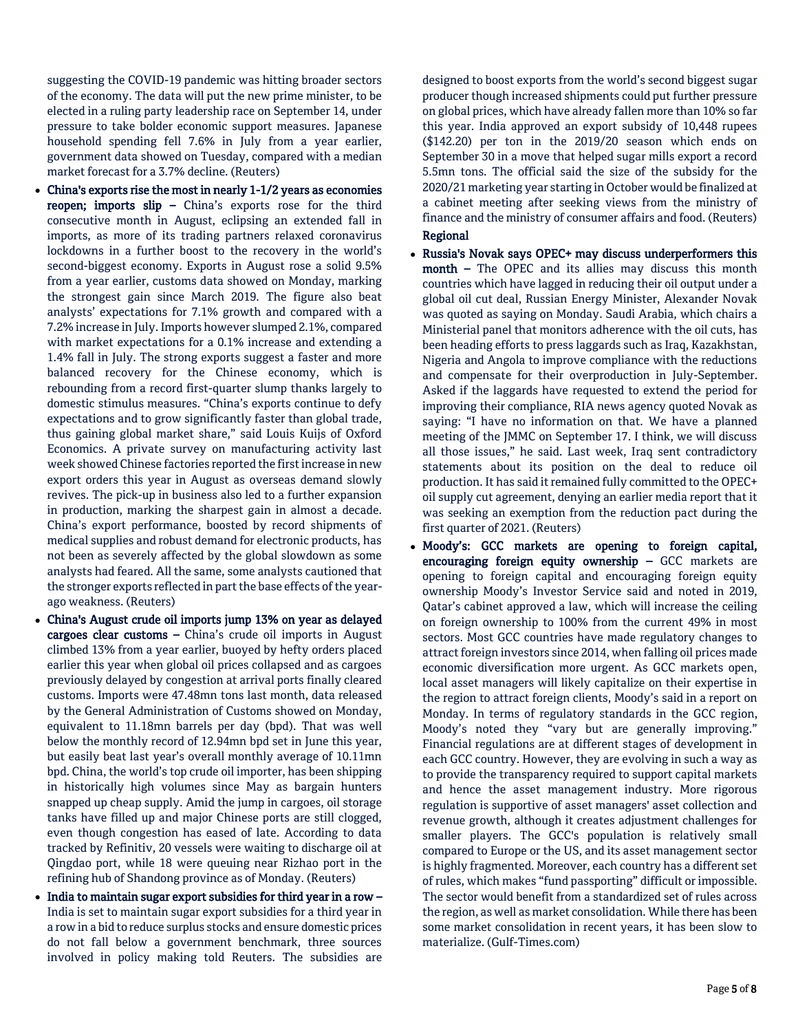suggesting the COVID-19 pandemic was hitting broader sectors of the economy. The data will put the new prime minister, to be elected in a ruling party leadership race on September 14, under pressure to take bolder economic support measures. Japanese household spending fell 7.6% in July from a year earlier, government data showed on Tuesday, compared with a median market forecast for a 3.7% decline. (Reuters)

- **China's exports rise the most in nearly 1-1/2 years as economies reopen; imports slip –** China's exports rose for the third consecutive month in August, eclipsing an extended fall in imports, as more of its trading partners relaxed coronavirus lockdowns in a further boost to the recovery in the world's second-biggest economy. Exports in August rose a solid 9.5% from a year earlier, customs data showed on Monday, marking the strongest gain since March 2019. The figure also beat analysts' expectations for 7.1% growth and compared with a 7.2% increase in July. Imports however slumped 2.1%, compared with market expectations for a 0.1% increase and extending a 1.4% fall in July. The strong exports suggest a faster and more balanced recovery for the Chinese economy, which is rebounding from a record first-quarter slump thanks largely to domestic stimulus measures. "China's exports continue to defy expectations and to grow significantly faster than global trade, thus gaining global market share," said Louis Kuijs of Oxford Economics. A private survey on manufacturing activity last week showed Chinese factories reported the first increase in new export orders this year in August as overseas demand slowly revives. The pick-up in business also led to a further expansion in production, marking the sharpest gain in almost a decade. China's export performance, boosted by record shipments of medical supplies and robust demand for electronic products, has not been as severely affected by the global slowdown as some analysts had feared. All the same, some analysts cautioned that the stronger exports reflected in part the base effects of the year-ago weakness. (Reuters)
- **China's August crude oil imports jump 13% on year as delayed cargoes clear customs –** China's crude oil imports in August climbed 13% from a year earlier, buoyed by hefty orders placed earlier this year when global oil prices collapsed and as cargoes previously delayed by congestion at arrival ports finally cleared customs. Imports were 47.48mn tons last month, data released by the General Administration of Customs showed on Monday, equivalent to 11.18mn barrels per day (bpd). That was well below the monthly record of 12.94mn bpd set in June this year, but easily beat last year's overall monthly average of 10.11mn bpd. China, the world's top crude oil importer, has been shipping in historically high volumes since May as bargain hunters snapped up cheap supply. Amid the jump in cargoes, oil storage tanks have filled up and major Chinese ports are still clogged, even though congestion has eased of late. According to data tracked by Refinitiv, 20 vessels were waiting to discharge oil at Qingdao port, while 18 were queuing near Rizhao port in the refining hub of Shandong province as of Monday. (Reuters)
- **India to maintain sugar export subsidies for third year in a row –** India is set to maintain sugar export subsidies for a third year in a row in a bid to reduce surplus stocks and ensure domestic prices do not fall below a government benchmark, three sources involved in policy making told Reuters. The subsidies are designed to boost exports from the world's second biggest sugar producer though increased shipments could put further pressure on global prices, which have already fallen more than 10% so far this year. India approved an export subsidy of 10,448 rupees ($142.20) per ton in the 2019/20 season which ends on September 30 in a move that helped sugar mills export a record 5.5mn tons. The official said the size of the subsidy for the 2020/21 marketing year starting in October would be finalized at a cabinet meeting after seeking views from the ministry of finance and the ministry of consumer affairs and food. (Reuters)

**Regional**

- **Russia's Novak says OPEC+ may discuss underperformers this month –** The OPEC and its allies may discuss this month countries which have lagged in reducing their oil output under a global oil cut deal, Russian Energy Minister, Alexander Novak was quoted as saying on Monday. Saudi Arabia, which chairs a Ministerial panel that monitors adherence with the oil cuts, has been heading efforts to press laggards such as Iraq, Kazakhstan, Nigeria and Angola to improve compliance with the reductions and compensate for their overproduction in July-September. Asked if the laggards have requested to extend the period for improving their compliance, RIA news agency quoted Novak as saying: "I have no information on that. We have a planned meeting of the JMMC on September 17. I think, we will discuss all those issues," he said. Last week, Iraq sent contradictory statements about its position on the deal to reduce oil production. It has said it remained fully committed to the OPEC+ oil supply cut agreement, denying an earlier media report that it was seeking an exemption from the reduction pact during the first quarter of 2021. (Reuters)
- **Moody's: GCC markets are opening to foreign capital, encouraging foreign equity ownership –** GCC markets are opening to foreign capital and encouraging foreign equity ownership Moody's Investor Service said and noted in 2019, Qatar's cabinet approved a law, which will increase the ceiling on foreign ownership to 100% from the current 49% in most sectors. Most GCC countries have made regulatory changes to attract foreign investors since 2014, when falling oil prices made economic diversification more urgent. As GCC markets open, local asset managers will likely capitalize on their expertise in the region to attract foreign clients, Moody's said in a report on Monday. In terms of regulatory standards in the GCC region, Moody's noted they "vary but are generally improving." Financial regulations are at different stages of development in each GCC country. However, they are evolving in such a way as to provide the transparency required to support capital markets and hence the asset management industry. More rigorous regulation is supportive of asset managers' asset collection and revenue growth, although it creates adjustment challenges for smaller players. The GCC's population is relatively small compared to Europe or the US, and its asset management sector is highly fragmented. Moreover, each country has a different set of rules, which makes "fund passporting" difficult or impossible. The sector would benefit from a standardized set of rules across the region, as well as market consolidation. While there has been some market consolidation in recent years, it has been slow to materialize. (Gulf-Times.com)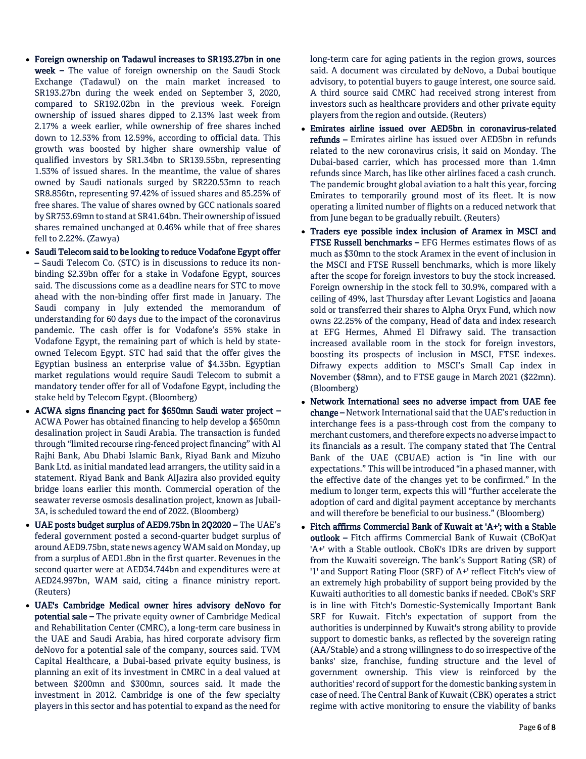- **Foreign ownership on Tadawul increases to SR193.27bn in one week –** The value of foreign ownership on the Saudi Stock Exchange (Tadawul) on the main market increased to SR193.27bn during the week ended on September 3, 2020, compared to SR192.02bn in the previous week. Foreign ownership of issued shares dipped to 2.13% last week from 2.17% a week earlier, while ownership of free shares inched down to 12.53% from 12.59%, according to official data. This growth was boosted by higher share ownership value of qualified investors by SR1.34bn to SR139.55bn, representing 1.53% of issued shares. In the meantime, the value of shares owned by Saudi nationals surged by SR220.53mn to reach SR8.856tn, representing 97.42% of issued shares and 85.25% of free shares. The value of shares owned by GCC nationals soared by SR753.69mn to stand at SR41.64bn. Their ownership of issued shares remained unchanged at 0.46% while that of free shares fell to 2.22%. (Zawya)
- **Saudi Telecom said to be looking to reduce Vodafone Egypt offer –** Saudi Telecom Co. (STC) is in discussions to reduce its non-binding $2.39bn offer for a stake in Vodafone Egypt, sources said. The discussions come as a deadline nears for STC to move ahead with the non-binding offer first made in January. The Saudi company in July extended the memorandum of understanding for 60 days due to the impact of the coronavirus pandemic. The cash offer is for Vodafone's 55% stake in Vodafone Egypt, the remaining part of which is held by state-owned Telecom Egypt. STC had said that the offer gives the Egyptian business an enterprise value of $4.35bn. Egyptian market regulations would require Saudi Telecom to submit a mandatory tender offer for all of Vodafone Egypt, including the stake held by Telecom Egypt. (Bloomberg)
- **ACWA signs financing pact for $650mn Saudi water project –** ACWA Power has obtained financing to help develop a $650mn desalination project in Saudi Arabia. The transaction is funded through "limited recourse ring-fenced project financing" with Al Rajhi Bank, Abu Dhabi Islamic Bank, Riyad Bank and Mizuho Bank Ltd. as initial mandated lead arrangers, the utility said in a statement. Riyad Bank and Bank AlJazira also provided equity bridge loans earlier this month. Commercial operation of the seawater reverse osmosis desalination project, known as Jubail-3A, is scheduled toward the end of 2022. (Bloomberg)
- **UAE posts budget surplus of AED9.75bn in 2Q2020 –** The UAE's federal government posted a second-quarter budget surplus of around AED9.75bn, state news agency WAM said on Monday, up from a surplus of AED1.8bn in the first quarter. Revenues in the second quarter were at AED34.744bn and expenditures were at AED24.997bn, WAM said, citing a finance ministry report. (Reuters)
- **UAE's Cambridge Medical owner hires advisory deNovo for potential sale –** The private equity owner of Cambridge Medical and Rehabilitation Center (CMRC), a long-term care business in the UAE and Saudi Arabia, has hired corporate advisory firm deNovo for a potential sale of the company, sources said. TVM Capital Healthcare, a Dubai-based private equity business, is planning an exit of its investment in CMRC in a deal valued at between $200mn and $300mn, sources said. It made the investment in 2012. Cambridge is one of the few specialty players in this sector and has potential to expand as the need for long-term care for aging patients in the region grows, sources said. A document was circulated by deNovo, a Dubai boutique advisory, to potential buyers to gauge interest, one source said. A third source said CMRC had received strong interest from investors such as healthcare providers and other private equity players from the region and outside. (Reuters)
- **Emirates airline issued over AED5bn in coronavirus-related refunds –** Emirates airline has issued over AED5bn in refunds related to the new coronavirus crisis, it said on Monday. The Dubai-based carrier, which has processed more than 1.4mn refunds since March, has like other airlines faced a cash crunch. The pandemic brought global aviation to a halt this year, forcing Emirates to temporarily ground most of its fleet. It is now operating a limited number of flights on a reduced network that from June began to be gradually rebuilt. (Reuters)
- **Traders eye possible index inclusion of Aramex in MSCI and FTSE Russell benchmarks –** EFG Hermes estimates flows of as much as $30mn to the stock Aramex in the event of inclusion in the MSCI and FTSE Russell benchmarks, which is more likely after the scope for foreign investors to buy the stock increased. Foreign ownership in the stock fell to 30.9%, compared with a ceiling of 49%, last Thursday after Levant Logistics and Jaoana sold or transferred their shares to Alpha Oryx Fund, which now owns 22.25% of the company, Head of data and index research at EFG Hermes, Ahmed El Difrawy said. The transaction increased available room in the stock for foreign investors, boosting its prospects of inclusion in MSCI, FTSE indexes. Difrawy expects addition to MSCI's Small Cap index in November ($8mn), and to FTSE gauge in March 2021 ($22mn). (Bloomberg)
- **Network International sees no adverse impact from UAE fee change –** Network International said that the UAE's reduction in interchange fees is a pass-through cost from the company to merchant customers, and therefore expects no adverse impact to its financials as a result. The company stated that The Central Bank of the UAE (CBUAE) action is "in line with our expectations." This will be introduced "in a phased manner, with the effective date of the changes yet to be confirmed." In the medium to longer term, expects this will "further accelerate the adoption of card and digital payment acceptance by merchants and will therefore be beneficial to our business." (Bloomberg)
- **Fitch affirms Commercial Bank of Kuwait at 'A+'; with a Stable outlook –** Fitch affirms Commercial Bank of Kuwait (CBoK)at 'A+' with a Stable outlook. CBoK's IDRs are driven by support from the Kuwaiti sovereign. The bank's Support Rating (SR) of '1' and Support Rating Floor (SRF) of A+' reflect Fitch's view of an extremely high probability of support being provided by the Kuwaiti authorities to all domestic banks if needed. CBoK's SRF is in line with Fitch's Domestic-Systemically Important Bank SRF for Kuwait. Fitch's expectation of support from the authorities is underpinned by Kuwait's strong ability to provide support to domestic banks, as reflected by the sovereign rating (AA/Stable) and a strong willingness to do so irrespective of the banks' size, franchise, funding structure and the level of government ownership. This view is reinforced by the authorities' record of support for the domestic banking system in case of need. The Central Bank of Kuwait (CBK) operates a strict regime with active monitoring to ensure the viability of banks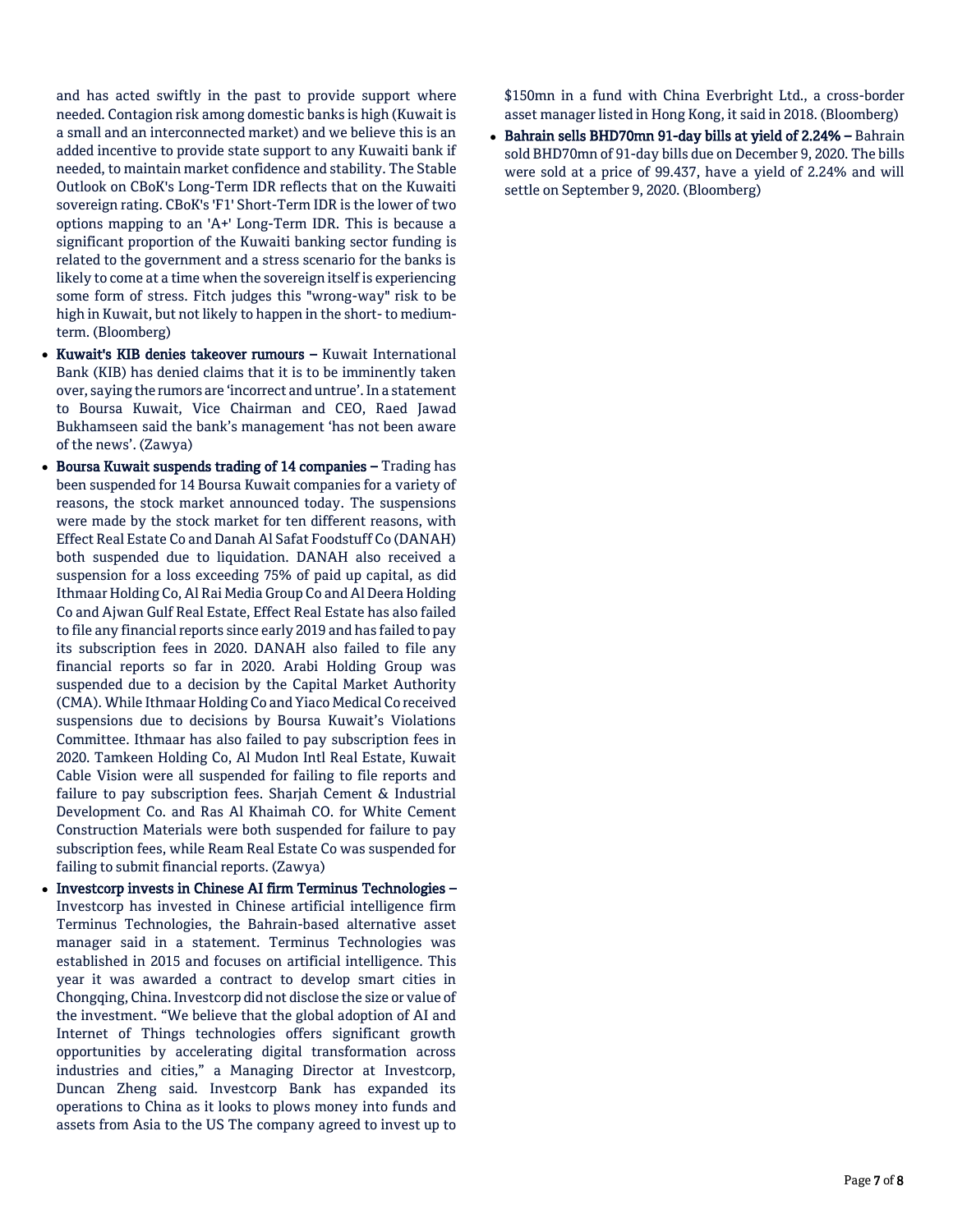and has acted swiftly in the past to provide support where needed. Contagion risk among domestic banks is high (Kuwait is a small and an interconnected market) and we believe this is an added incentive to provide state support to any Kuwaiti bank if needed, to maintain market confidence and stability. The Stable Outlook on CBoK's Long-Term IDR reflects that on the Kuwaiti sovereign rating. CBoK's 'F1' Short-Term IDR is the lower of two options mapping to an 'A+' Long-Term IDR. This is because a significant proportion of the Kuwaiti banking sector funding is related to the government and a stress scenario for the banks is likely to come at a time when the sovereign itself is experiencing some form of stress. Fitch judges this "wrong-way" risk to be high in Kuwait, but not likely to happen in the short- to medium-term. (Bloomberg)

- **Kuwait's KIB denies takeover rumours –** Kuwait International Bank (KIB) has denied claims that it is to be imminently taken over, saying the rumors are 'incorrect and untrue'. In a statement to Boursa Kuwait, Vice Chairman and CEO, Raed Jawad Bukhamseen said the bank's management 'has not been aware of the news'. (Zawya)
- **Boursa Kuwait suspends trading of 14 companies –** Trading has been suspended for 14 Boursa Kuwait companies for a variety of reasons, the stock market announced today. The suspensions were made by the stock market for ten different reasons, with Effect Real Estate Co and Danah Al Safat Foodstuff Co (DANAH) both suspended due to liquidation. DANAH also received a suspension for a loss exceeding 75% of paid up capital, as did Ithmaar Holding Co, Al Rai Media Group Co and Al Deera Holding Co and Ajwan Gulf Real Estate, Effect Real Estate has also failed to file any financial reports since early 2019 and has failed to pay its subscription fees in 2020. DANAH also failed to file any financial reports so far in 2020. Arabi Holding Group was suspended due to a decision by the Capital Market Authority (CMA). While Ithmaar Holding Co and Yiaco Medical Co received suspensions due to decisions by Boursa Kuwait's Violations Committee. Ithmaar has also failed to pay subscription fees in 2020. Tamkeen Holding Co, Al Mudon Intl Real Estate, Kuwait Cable Vision were all suspended for failing to file reports and failure to pay subscription fees. Sharjah Cement & Industrial Development Co. and Ras Al Khaimah CO. for White Cement Construction Materials were both suspended for failure to pay subscription fees, while Ream Real Estate Co was suspended for failing to submit financial reports. (Zawya)
- **Investcorp invests in Chinese AI firm Terminus Technologies –** Investcorp has invested in Chinese artificial intelligence firm Terminus Technologies, the Bahrain-based alternative asset manager said in a statement. Terminus Technologies was established in 2015 and focuses on artificial intelligence. This year it was awarded a contract to develop smart cities in Chongqing, China. Investcorp did not disclose the size or value of the investment. "We believe that the global adoption of AI and Internet of Things technologies offers significant growth opportunities by accelerating digital transformation across industries and cities," a Managing Director at Investcorp, Duncan Zheng said. Investcorp Bank has expanded its operations to China as it looks to plows money into funds and assets from Asia to the US The company agreed to invest up to $150mn in a fund with China Everbright Ltd., a cross-border asset manager listed in Hong Kong, it said in 2018. (Bloomberg)
- **Bahrain sells BHD70mn 91-day bills at yield of 2.24% –** Bahrain sold BHD70mn of 91-day bills due on December 9, 2020. The bills were sold at a price of 99.437, have a yield of 2.24% and will settle on September 9, 2020. (Bloomberg)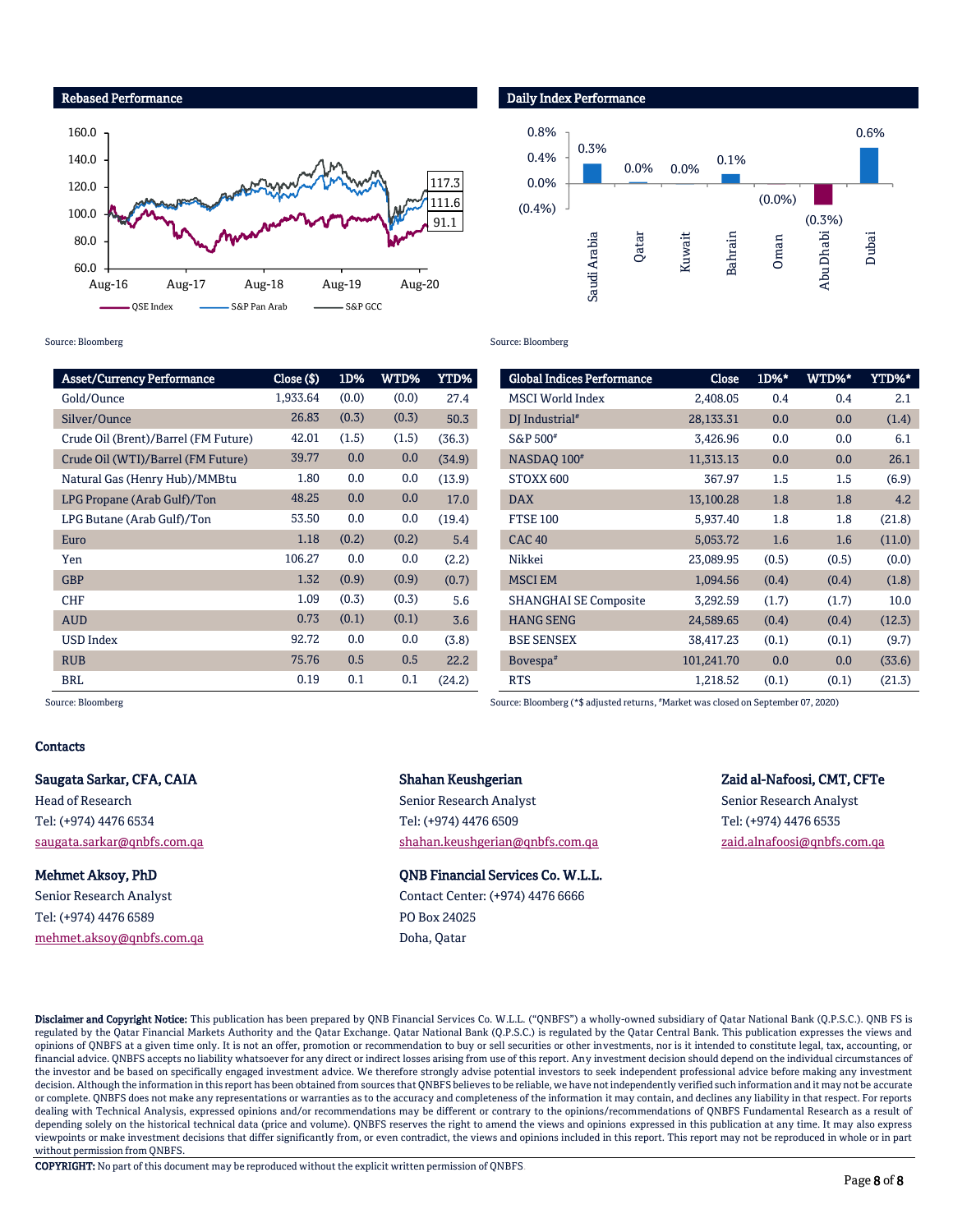### Rebased Performance

160.0
140.0
120.0
100.0
80.0
60.0
Aug-16
Aug-17
Aug-18
Aug-19
Aug-20
117.3
111.6
91.1
QSE Index
S&P Pan Arab
S&P GCC

Source: Bloomberg

### Daily Index Performance

0.8%
0.4%
0.0%
(0.4%)
0.3%
0.0%
0.0%
0.1%
(0.0%)
(0.3%)
0.6%
Saudi Arabia
Qatar
Kuwait
Bahrain
Oman
Abu Dhabi
Dubai

Source: Bloomberg

| Asset/Currency Performance | Close ($) | 1D% | WTD% | YTD% |
|---|---|---|---|---|
| Gold/Ounce | 1,933.64 | (0.0) | (0.0) | 27.4 |
| Silver/Ounce | 26.83 | (0.3) | (0.3) | 50.3 |
| Crude Oil (Brent)/Barrel (FM Future) | 42.01 | (1.5) | (1.5) | (36.3) |
| Crude Oil (WTI)/Barrel (FM Future) | 39.77 | 0.0 | 0.0 | (34.9) |
| Natural Gas (Henry Hub)/MMBtu | 1.80 | 0.0 | 0.0 | (13.9) |
| LPG Propane (Arab Gulf)/Ton | 48.25 | 0.0 | 0.0 | 17.0 |
| LPG Butane (Arab Gulf)/Ton | 53.50 | 0.0 | 0.0 | (19.4) |
| Euro | 1.18 | (0.2) | (0.2) | 5.4 |
| Yen | 106.27 | 0.0 | 0.0 | (2.2) |
| GBP | 1.32 | (0.9) | (0.9) | (0.7) |
| CHF | 1.09 | (0.3) | (0.3) | 5.6 |
| AUD | 0.73 | (0.1) | (0.1) | 3.6 |
| USD Index | 92.72 | 0.0 | 0.0 | (3.8) |
| RUB | 75.76 | 0.5 | 0.5 | 22.2 |
| BRL | 0.19 | 0.1 | 0.1 | (24.2) |

Source: Bloomberg

| Global Indices Performance | Close | 1D%* | WTD%* | YTD%* |
|---|---|---|---|---|
| MSCI World Index | 2,408.05 | 0.4 | 0.4 | 2.1 |
| DJ Industrial# | 28,133.31 | 0.0 | 0.0 | (1.4) |
| S&P 500# | 3,426.96 | 0.0 | 0.0 | 6.1 |
| NASDAQ 100# | 11,313.13 | 0.0 | 0.0 | 26.1 |
| STOXX 600 | 367.97 | 1.5 | 1.5 | (6.9) |
| DAX | 13,100.28 | 1.8 | 1.8 | 4.2 |
| FTSE 100 | 5,937.40 | 1.8 | 1.8 | (21.8) |
| CAC 40 | 5,053.72 | 1.6 | 1.6 | (11.0) |
| Nikkei | 23,089.95 | (0.5) | (0.5) | (0.0) |
| MSCI EM | 1,094.56 | (0.4) | (0.4) | (1.8) |
| SHANGHAI SE Composite | 3,292.59 | (1.7) | (1.7) | 10.0 |
| HANG SENG | 24,589.65 | (0.4) | (0.4) | (12.3) |
| BSE SENSEX | 38,417.23 | (0.1) | (0.1) | (9.7) |
| Bovespa# | 101,241.70 | 0.0 | 0.0 | (33.6) |
| RTS | 1,218.52 | (0.1) | (0.1) | (21.3) |

Source: Bloomberg (*$ adjusted returns, #Market was closed on September 07, 2020)

## Contacts

**Saugata Sarkar, CFA, CAIA**
Head of Research
Tel: (+974) 4476 6534
saugata.sarkar@qnbfs.com.qa

**Shahan Keushgerian**
Senior Research Analyst
Tel: (+974) 4476 6509
shahan.keushgerian@qnbfs.com.qa

**Zaid al-Nafoosi, CMT, CFTe**
Senior Research Analyst
Tel: (+974) 4476 6535
zaid.alnafoosi@qnbfs.com.qa

**Mehmet Aksoy, PhD**
Senior Research Analyst
Tel: (+974) 4476 6589
mehmet.aksoy@qnbfs.com.qa

**QNB Financial Services Co. W.L.L.**
Contact Center: (+974) 4476 6666
PO Box 24025
Doha, Qatar

**Disclaimer and Copyright Notice:** This publication has been prepared by QNB Financial Services Co. W.L.L. ("QNBFS") a wholly-owned subsidiary of Qatar National Bank (Q.P.S.C.). QNB FS is regulated by the Qatar Financial Markets Authority and the Qatar Exchange. Qatar National Bank (Q.P.S.C.) is regulated by the Qatar Central Bank. This publication expresses the views and opinions of QNBFS at a given time only. It is not an offer, promotion or recommendation to buy or sell securities or other investments, nor is it intended to constitute legal, tax, accounting, or financial advice. QNBFS accepts no liability whatsoever for any direct or indirect losses arising from use of this report. Any investment decision should depend on the individual circumstances of the investor and be based on specifically engaged investment advice. We therefore strongly advise potential investors to seek independent professional advice before making any investment decision. Although the information in this report has been obtained from sources that QNBFS believes to be reliable, we have not independently verified such information and it may not be accurate or complete. QNBFS does not make any representations or warranties as to the accuracy and completeness of the information it may contain, and declines any liability in that respect. For reports dealing with Technical Analysis, expressed opinions and/or recommendations may be different or contrary to the opinions/recommendations of QNBFS Fundamental Research as a result of depending solely on the historical technical data (price and volume). QNBFS reserves the right to amend the views and opinions expressed in this publication at any time. It may also express viewpoints or make investment decisions that differ significantly from, or even contradict, the views and opinions included in this report. This report may not be reproduced in whole or in part without permission from QNBFS.

**COPYRIGHT:** No part of this document may be reproduced without the explicit written permission of QNBFS